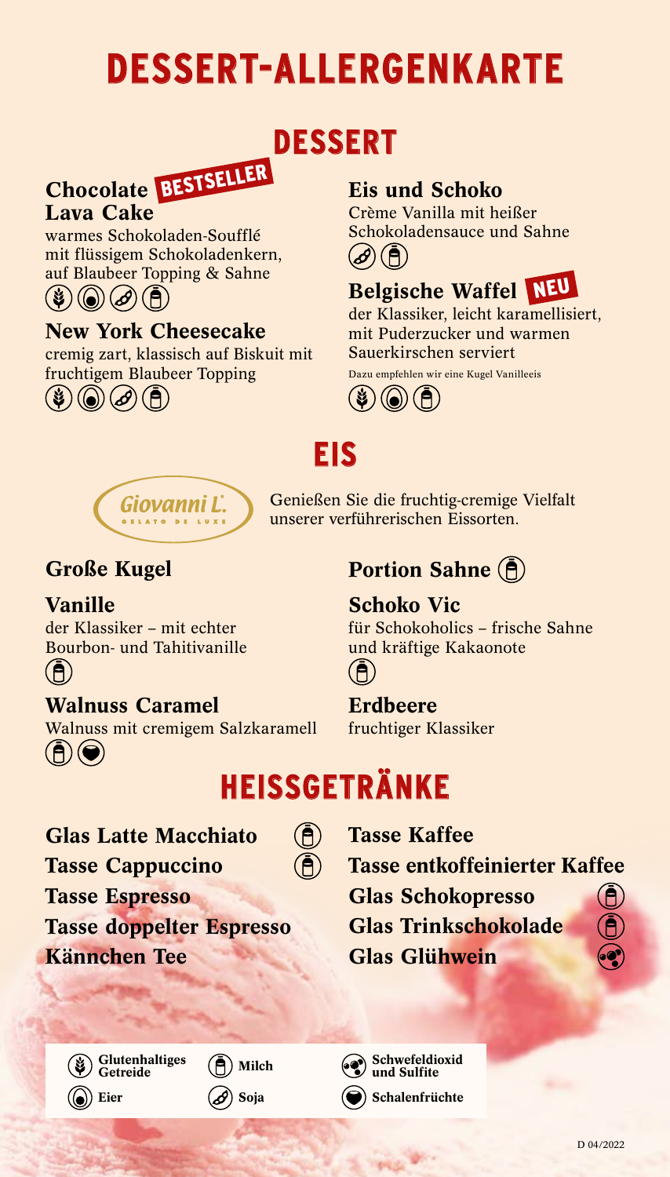# DESSERT-ALLERGENKARTE

## DESSERT

### Chocolate Lava Cake
BESTSELLER

warmes Schokoladen-Soufflé mit flüssigem Schokoladenkern, auf Blaubeer Topping & Sahne

Allergene: Glutenhaltiges Getreide, Eier, Soja, Milch

### New York Cheesecake

cremig zart, klassisch auf Biskuit mit fruchtigem Blaubeer Topping

Allergene: Glutenhaltiges Getreide, Eier, Soja, Milch

### Eis und Schoko

Crème Vanilla mit heißer Schokoladensauce und Sahne

Allergene: Soja, Milch

### Belgische Waffel
NEU

der Klassiker, leicht karamellisiert, mit Puderzucker und warmen Sauerkirschen serviert

Dazu empfehlen wir eine Kugel Vanilleeis

Allergene: Glutenhaltiges Getreide, Eier, Milch

## EIS

Giovanni L. GELATO DE LUXE

Genießen Sie die fruchtig-cremige Vielfalt unserer verführerischen Eissorten.

### Große Kugel

**Vanille**
der Klassiker – mit echter Bourbon- und Tahitivanille
Allergene: Milch

**Walnuss Caramel**
Walnuss mit cremigem Salzkaramell
Allergene: Milch, Schalenfrüchte

**Schoko Vic**
für Schokoholics – frische Sahne und kräftige Kakaonote
Allergene: Milch

**Erdbeere**
fruchtiger Klassiker

### Portion Sahne
Allergene: Milch

## HEISSGETRÄNKE

| Getränk | Allergene |
| --- | --- |
| Glas Latte Macchiato | Milch |
| Tasse Cappuccino | Milch |
| Tasse Espresso | |
| Tasse doppelter Espresso | |
| Kännchen Tee | |
| Tasse Kaffee | |
| Tasse entkoffeinierter Kaffee | |
| Glas Schokopresso | Milch |
| Glas Trinkschokolade | Milch |
| Glas Glühwein | Schwefeldioxid und Sulfite |

**Legende:** Glutenhaltiges Getreide · Milch · Schwefeldioxid und Sulfite · Eier · Soja · Schalenfrüchte

D 04/2022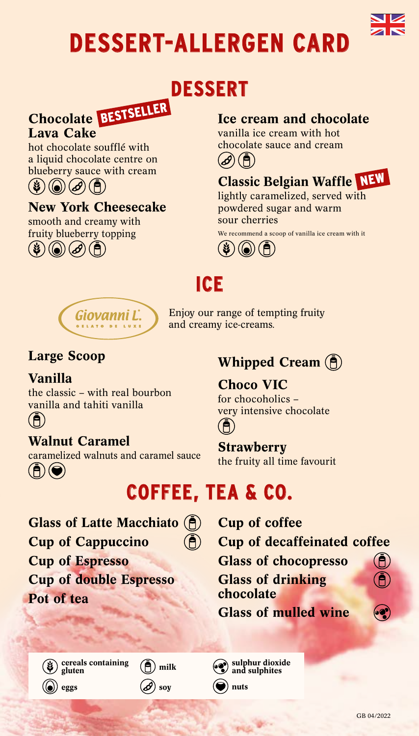# DESSERT-ALLERGEN CARD

## DESSERT

### Chocolate Lava Cake BESTSELLER

hot chocolate soufflé with a liquid chocolate centre on blueberry sauce with cream

Allergens: cereals containing gluten, eggs, soy, milk

### New York Cheesecake

smooth and creamy with fruity blueberry topping

Allergens: cereals containing gluten, eggs, soy, milk

### Ice cream and chocolate

vanilla ice cream with hot chocolate sauce and cream

Allergens: soy, milk

### Classic Belgian Waffle NEW

lightly caramelized, served with powdered sugar and warm sour cherries

We recommend a scoop of vanilla ice cream with it

Allergens: cereals containing gluten, eggs, milk

## ICE

Giovanni L. GELATO DE LUXE

Enjoy our range of tempting fruity and creamy ice-creams.

### Large Scoop

**Vanilla**
the classic – with real bourbon vanilla and tahiti vanilla

Allergens: milk

**Walnut Caramel**
caramelized walnuts and caramel sauce

Allergens: milk, nuts

### Whipped Cream

Allergens: milk

**Choco VIC**
for chocoholics – very intensive chocolate

Allergens: milk

**Strawberry**
the fruity all time favourit

## COFFEE, TEA & CO.

- **Glass of Latte Macchiato** (milk)
- **Cup of Cappuccino** (milk)
- **Cup of Espresso**
- **Cup of double Espresso**
- **Pot of tea**
- **Cup of coffee**
- **Cup of decaffeinated coffee**
- **Glass of chocopresso** (milk)
- **Glass of drinking chocolate** (milk)
- **Glass of mulled wine** (sulphur dioxide and sulphites)

**Legend:** cereals containing gluten | milk | sulphur dioxide and sulphites | eggs | soy | nuts

GB 04/2022